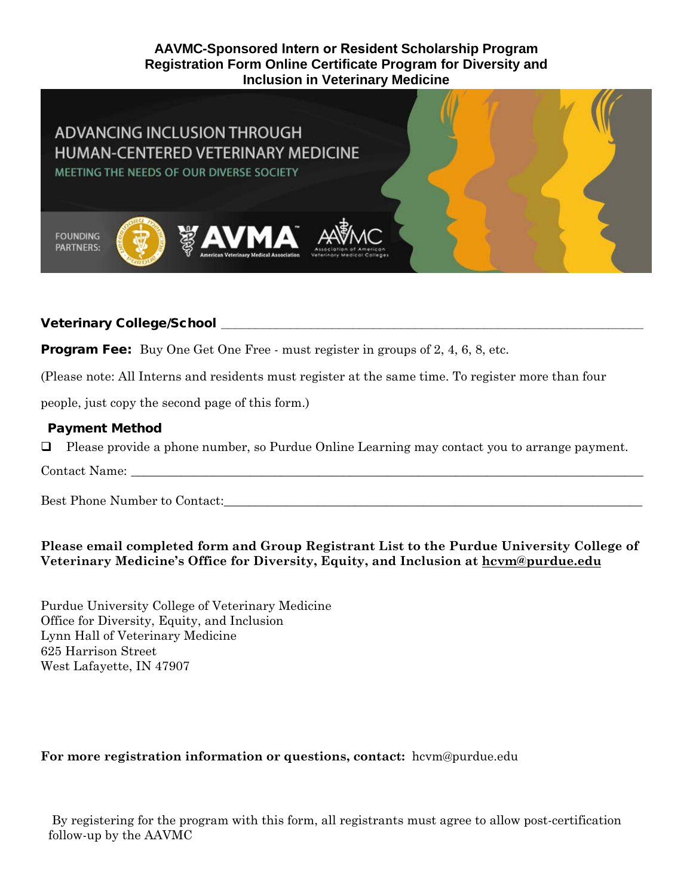# AAVMC-Sponsored Intern or Resident Scholarship Program Registration Form Online Certificate Program for Diversity and Inclusion in Veterinary Medicine

ADVANCING INCLUSION THROUGH HUMAN-CENTERED VETERINARY MEDICINE

MEETING THE NEEDS OF OUR DIVERSE SOCIETY

FOUNDING PARTNERS:

**Veterinary College/School** ___________________________________________________________

**Program Fee:** Buy One Get One Free - must register in groups of 2, 4, 6, 8, etc.

(Please note: All Interns and residents must register at the same time. To register more than four people, just copy the second page of this form.)

**Payment Method**

- ☐ Please provide a phone number, so Purdue Online Learning may contact you to arrange payment.

Contact Name: ___________________________________________________________

Best Phone Number to Contact:___________________________________________________________

**Please email completed form and Group Registrant List to the Purdue University College of Veterinary Medicine's Office for Diversity, Equity, and Inclusion at hcvm@purdue.edu**

Purdue University College of Veterinary Medicine
Office for Diversity, Equity, and Inclusion
Lynn Hall of Veterinary Medicine
625 Harrison Street
West Lafayette, IN 47907

**For more registration information or questions, contact:** hcvm@purdue.edu

By registering for the program with this form, all registrants must agree to allow post-certification follow-up by the AAVMC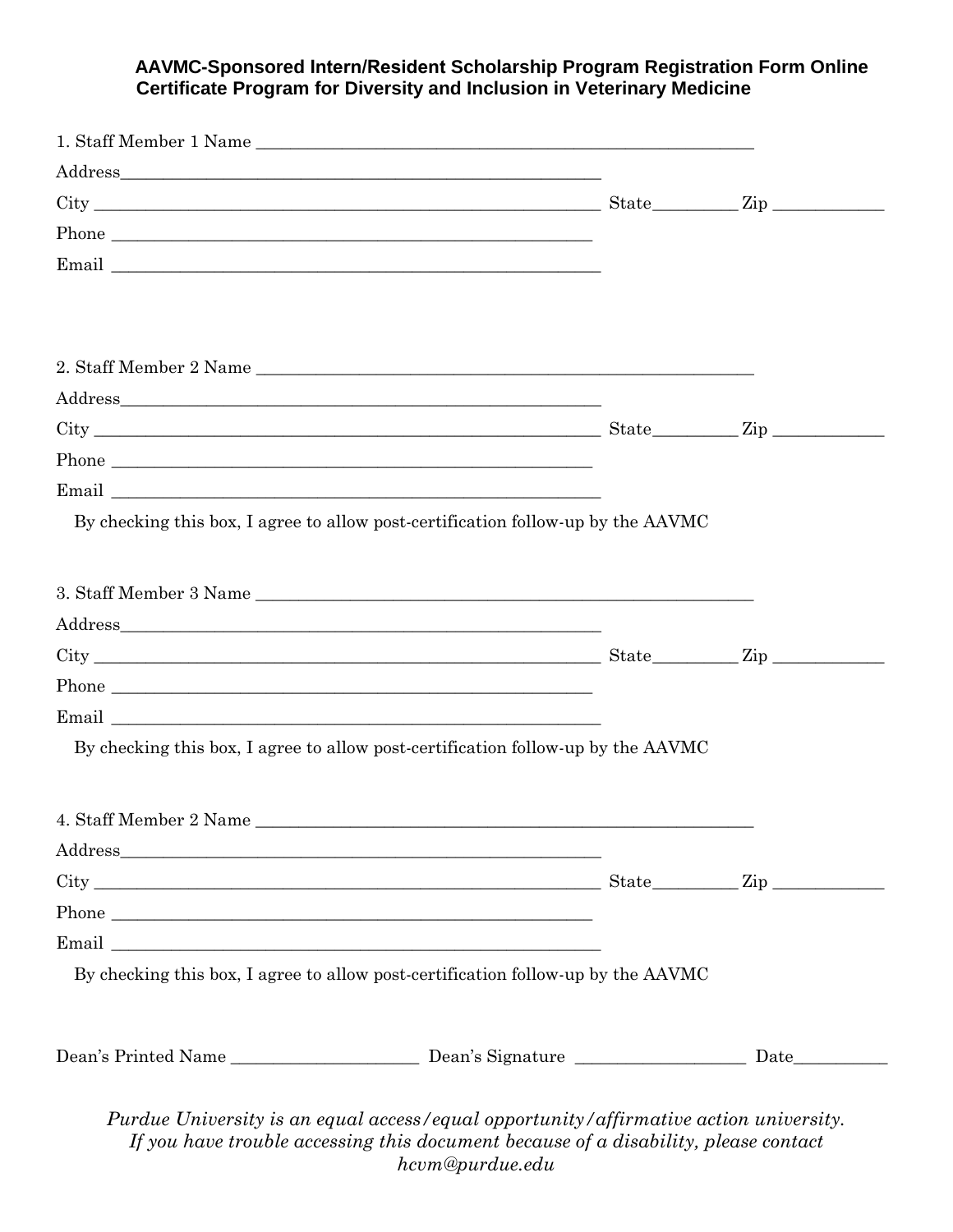**AAVMC-Sponsored Intern/Resident Scholarship Program Registration Form Online Certificate Program for Diversity and Inclusion in Veterinary Medicine**

1. Staff Member 1 Name ___________________________________________________________

Address___________________________________________________________

City ______________________________________________________________ State__________ Zip _____________

Phone ___________________________________________________________

Email ____________________________________________________________

2. Staff Member 2 Name ___________________________________________________________

Address___________________________________________________________

City ______________________________________________________________ State__________ Zip _____________

Phone ___________________________________________________________

Email ____________________________________________________________

By checking this box, I agree to allow post-certification follow-up by the AAVMC

3. Staff Member 3 Name ___________________________________________________________

Address___________________________________________________________

City ______________________________________________________________ State__________ Zip _____________

Phone ___________________________________________________________

Email ____________________________________________________________

By checking this box, I agree to allow post-certification follow-up by the AAVMC

4. Staff Member 2 Name ___________________________________________________________

Address___________________________________________________________

City ______________________________________________________________ State__________ Zip _____________

Phone ___________________________________________________________

Email ____________________________________________________________

By checking this box, I agree to allow post-certification follow-up by the AAVMC

Dean's Printed Name ______________________ Dean's Signature ____________________ Date___________

*Purdue University is an equal access/equal opportunity/affirmative action university. If you have trouble accessing this document because of a disability, please contact hcvm@purdue.edu*